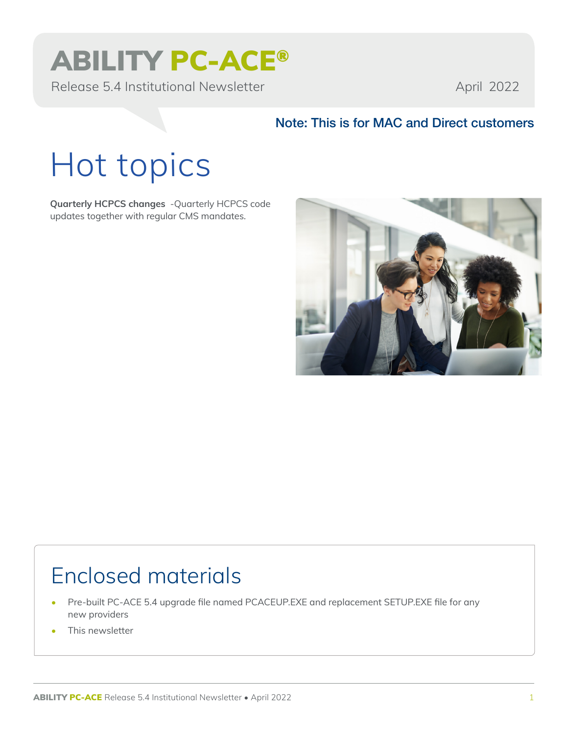# ABILITY PC-ACE®

Release 5.4 Institutional Newsletter

April 2022

**Note: This is for MAC and Direct customers**

## Hot topics

**Quarterly HCPCS changes** -Quarterly HCPCS code updates together with regular CMS mandates.

## Enclosed materials

- Pre-built PC-ACE 5.4 upgrade file named PCACEUP.EXE and replacement SETUP.EXE file for any new providers
- This newsletter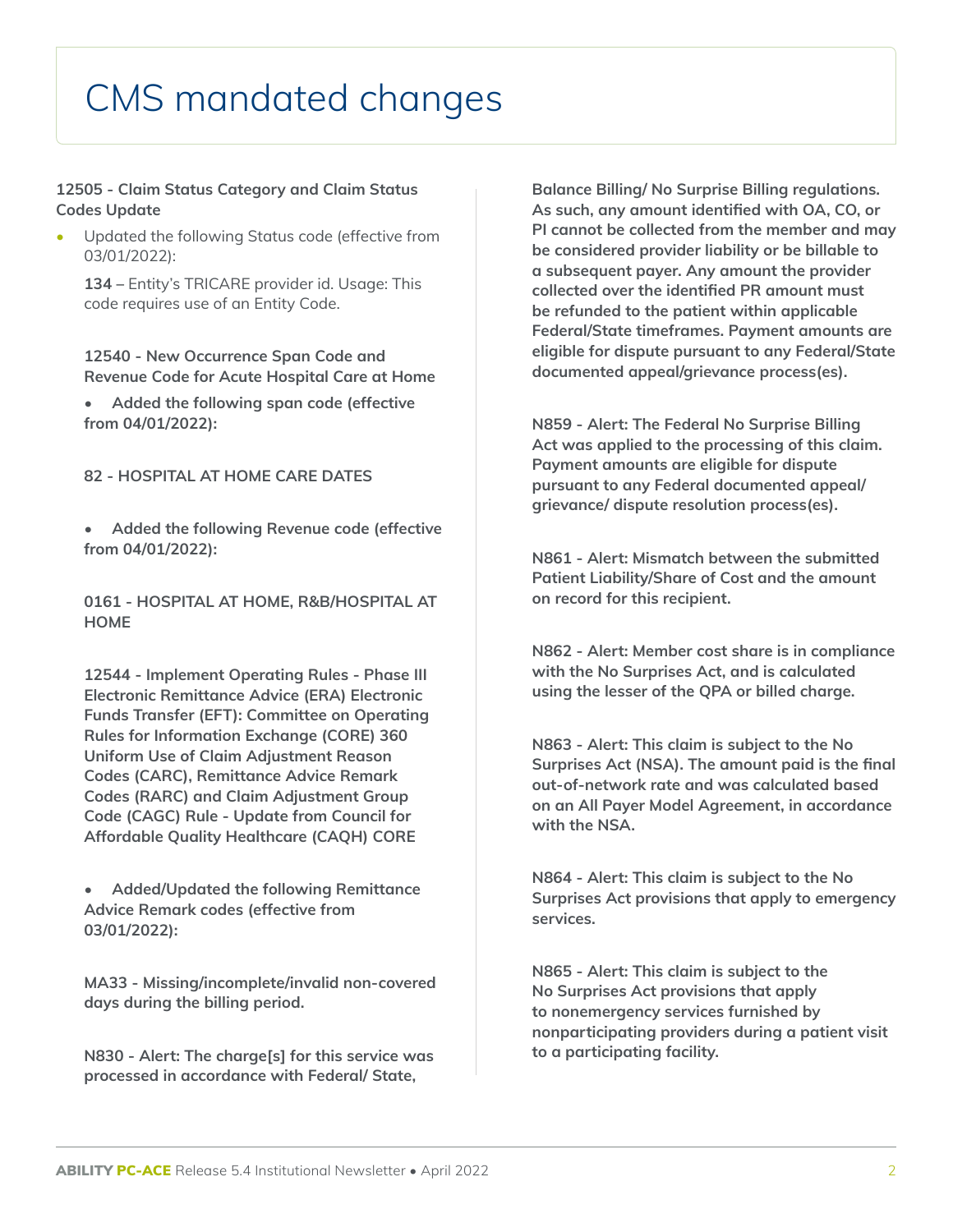# CMS mandated changes

**12505 - Claim Status Category and Claim Status Codes Update**

- Updated the following Status code (effective from 03/01/2022):

  **134 –** Entity's TRICARE provider id. Usage: This code requires use of an Entity Code.

**12540 - New Occurrence Span Code and Revenue Code for Acute Hospital Care at Home**

- **Added the following span code (effective from 04/01/2022):**

**82 - HOSPITAL AT HOME CARE DATES**

- **Added the following Revenue code (effective from 04/01/2022):**

**0161 - HOSPITAL AT HOME, R&B/HOSPITAL AT HOME**

**12544 - Implement Operating Rules - Phase III Electronic Remittance Advice (ERA) Electronic Funds Transfer (EFT): Committee on Operating Rules for Information Exchange (CORE) 360 Uniform Use of Claim Adjustment Reason Codes (CARC), Remittance Advice Remark Codes (RARC) and Claim Adjustment Group Code (CAGC) Rule - Update from Council for Affordable Quality Healthcare (CAQH) CORE**

- **Added/Updated the following Remittance Advice Remark codes (effective from 03/01/2022):**

**MA33 - Missing/incomplete/invalid non-covered days during the billing period.**

**N830 - Alert: The charge[s] for this service was processed in accordance with Federal/ State, Balance Billing/ No Surprise Billing regulations. As such, any amount identified with OA, CO, or PI cannot be collected from the member and may be considered provider liability or be billable to a subsequent payer. Any amount the provider collected over the identified PR amount must be refunded to the patient within applicable Federal/State timeframes. Payment amounts are eligible for dispute pursuant to any Federal/State documented appeal/grievance process(es).**

**N859 - Alert: The Federal No Surprise Billing Act was applied to the processing of this claim. Payment amounts are eligible for dispute pursuant to any Federal documented appeal/ grievance/ dispute resolution process(es).**

**N861 - Alert: Mismatch between the submitted Patient Liability/Share of Cost and the amount on record for this recipient.**

**N862 - Alert: Member cost share is in compliance with the No Surprises Act, and is calculated using the lesser of the QPA or billed charge.**

**N863 - Alert: This claim is subject to the No Surprises Act (NSA). The amount paid is the final out-of-network rate and was calculated based on an All Payer Model Agreement, in accordance with the NSA.**

**N864 - Alert: This claim is subject to the No Surprises Act provisions that apply to emergency services.**

**N865 - Alert: This claim is subject to the No Surprises Act provisions that apply to nonemergency services furnished by nonparticipating providers during a patient visit to a participating facility.**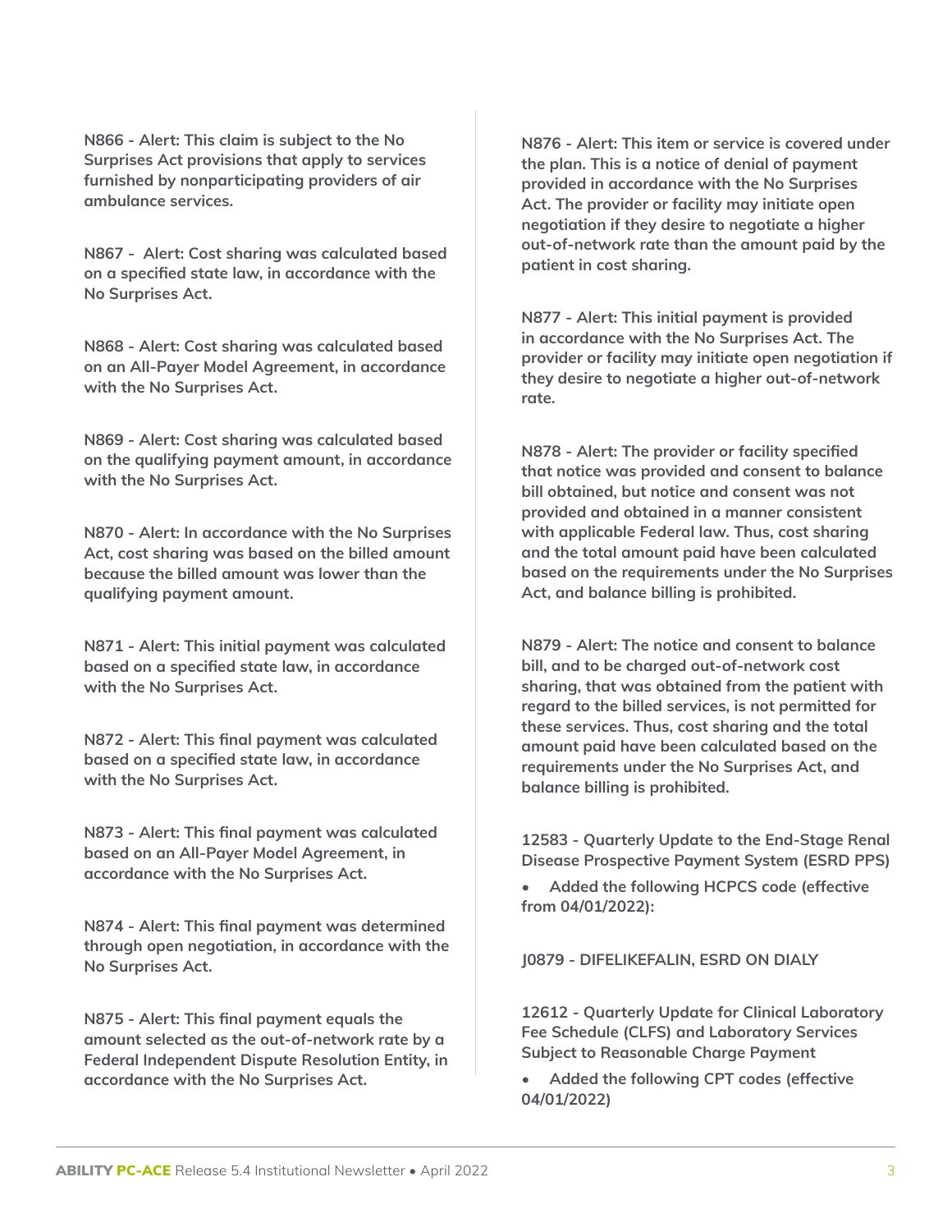**N866 - Alert: This claim is subject to the No Surprises Act provisions that apply to services furnished by nonparticipating providers of air ambulance services.**

**N867 - Alert: Cost sharing was calculated based on a specified state law, in accordance with the No Surprises Act.**

**N868 - Alert: Cost sharing was calculated based on an All-Payer Model Agreement, in accordance with the No Surprises Act.**

**N869 - Alert: Cost sharing was calculated based on the qualifying payment amount, in accordance with the No Surprises Act.**

**N870 - Alert: In accordance with the No Surprises Act, cost sharing was based on the billed amount because the billed amount was lower than the qualifying payment amount.**

**N871 - Alert: This initial payment was calculated based on a specified state law, in accordance with the No Surprises Act.**

**N872 - Alert: This final payment was calculated based on a specified state law, in accordance with the No Surprises Act.**

**N873 - Alert: This final payment was calculated based on an All-Payer Model Agreement, in accordance with the No Surprises Act.**

**N874 - Alert: This final payment was determined through open negotiation, in accordance with the No Surprises Act.**

**N875 - Alert: This final payment equals the amount selected as the out-of-network rate by a Federal Independent Dispute Resolution Entity, in accordance with the No Surprises Act.**

**N876 - Alert: This item or service is covered under the plan. This is a notice of denial of payment provided in accordance with the No Surprises Act. The provider or facility may initiate open negotiation if they desire to negotiate a higher out-of-network rate than the amount paid by the patient in cost sharing.**

**N877 - Alert: This initial payment is provided in accordance with the No Surprises Act. The provider or facility may initiate open negotiation if they desire to negotiate a higher out-of-network rate.**

**N878 - Alert: The provider or facility specified that notice was provided and consent to balance bill obtained, but notice and consent was not provided and obtained in a manner consistent with applicable Federal law. Thus, cost sharing and the total amount paid have been calculated based on the requirements under the No Surprises Act, and balance billing is prohibited.**

**N879 - Alert: The notice and consent to balance bill, and to be charged out-of-network cost sharing, that was obtained from the patient with regard to the billed services, is not permitted for these services. Thus, cost sharing and the total amount paid have been calculated based on the requirements under the No Surprises Act, and balance billing is prohibited.**

**12583 - Quarterly Update to the End-Stage Renal Disease Prospective Payment System (ESRD PPS)**

- **Added the following HCPCS code (effective from 04/01/2022):**

**J0879 - DIFELIKEFALIN, ESRD ON DIALY**

**12612 - Quarterly Update for Clinical Laboratory Fee Schedule (CLFS) and Laboratory Services Subject to Reasonable Charge Payment**

- **Added the following CPT codes (effective 04/01/2022)**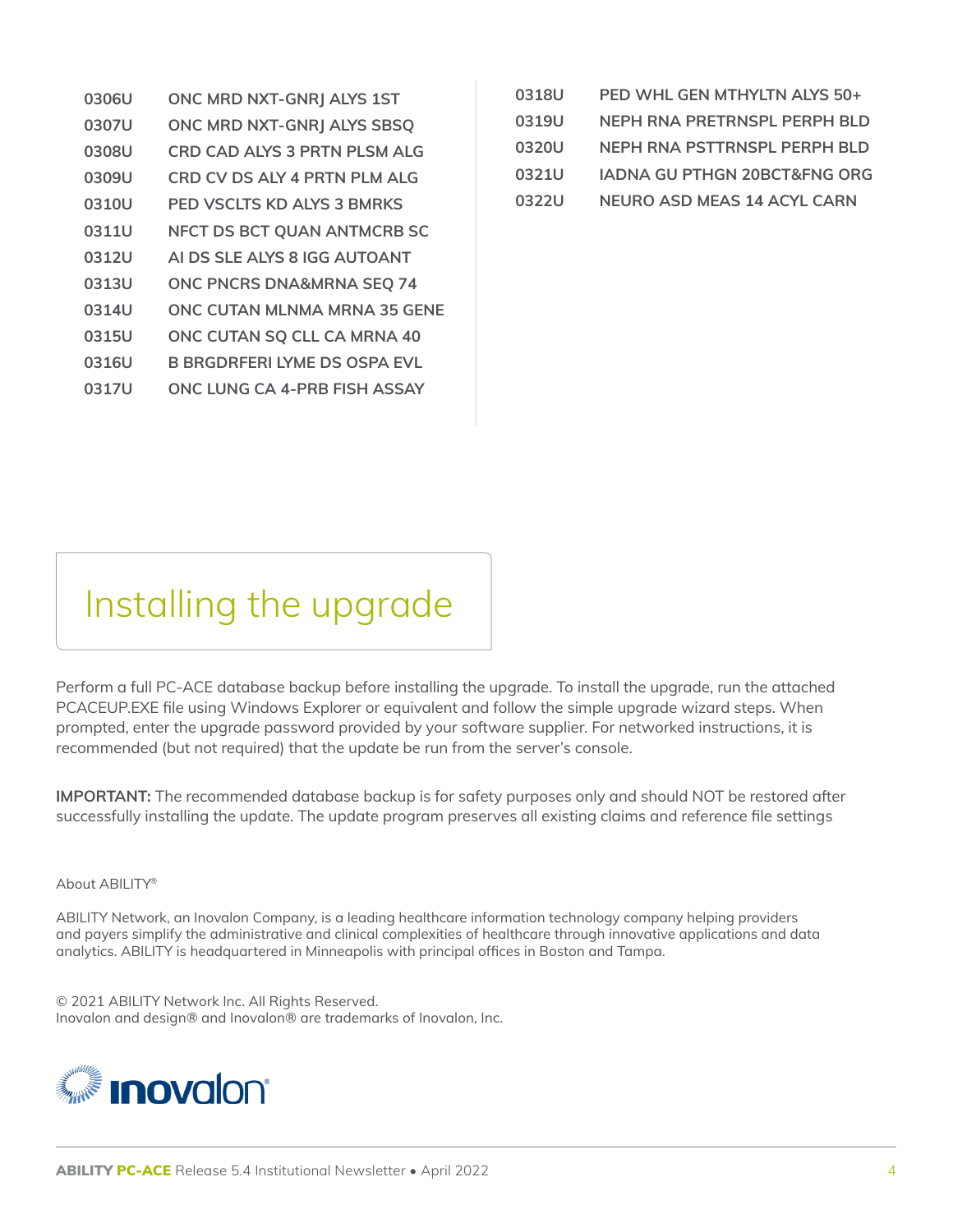| | |
|---|---|
| 0306U | ONC MRD NXT-GNRJ ALYS 1ST |
| 0307U | ONC MRD NXT-GNRJ ALYS SBSQ |
| 0308U | CRD CAD ALYS 3 PRTN PLSM ALG |
| 0309U | CRD CV DS ALY 4 PRTN PLM ALG |
| 0310U | PED VSCLTS KD ALYS 3 BMRKS |
| 0311U | NFCT DS BCT QUAN ANTMCRB SC |
| 0312U | AI DS SLE ALYS 8 IGG AUTOANT |
| 0313U | ONC PNCRS DNA&MRNA SEQ 74 |
| 0314U | ONC CUTAN MLNMA MRNA 35 GENE |
| 0315U | ONC CUTAN SQ CLL CA MRNA 40 |
| 0316U | B BRGDRFERI LYME DS OSPA EVL |
| 0317U | ONC LUNG CA 4-PRB FISH ASSAY |
| 0318U | PED WHL GEN MTHYLTN ALYS 50+ |
| 0319U | NEPH RNA PRETRNSPL PERPH BLD |
| 0320U | NEPH RNA PSTTRNSPL PERPH BLD |
| 0321U | IADNA GU PTHGN 20BCT&FNG ORG |
| 0322U | NEURO ASD MEAS 14 ACYL CARN |

# Installing the upgrade

Perform a full PC-ACE database backup before installing the upgrade. To install the upgrade, run the attached PCACEUP.EXE file using Windows Explorer or equivalent and follow the simple upgrade wizard steps. When prompted, enter the upgrade password provided by your software supplier. For networked instructions, it is recommended (but not required) that the update be run from the server's console.

**IMPORTANT:** The recommended database backup is for safety purposes only and should NOT be restored after successfully installing the update. The update program preserves all existing claims and reference file settings

About ABILITY®

ABILITY Network, an Inovalon Company, is a leading healthcare information technology company helping providers and payers simplify the administrative and clinical complexities of healthcare through innovative applications and data analytics. ABILITY is headquartered in Minneapolis with principal offices in Boston and Tampa.

© 2021 ABILITY Network Inc. All Rights Reserved.
Inovalon and design® and Inovalon® are trademarks of Inovalon, Inc.

inovalon®